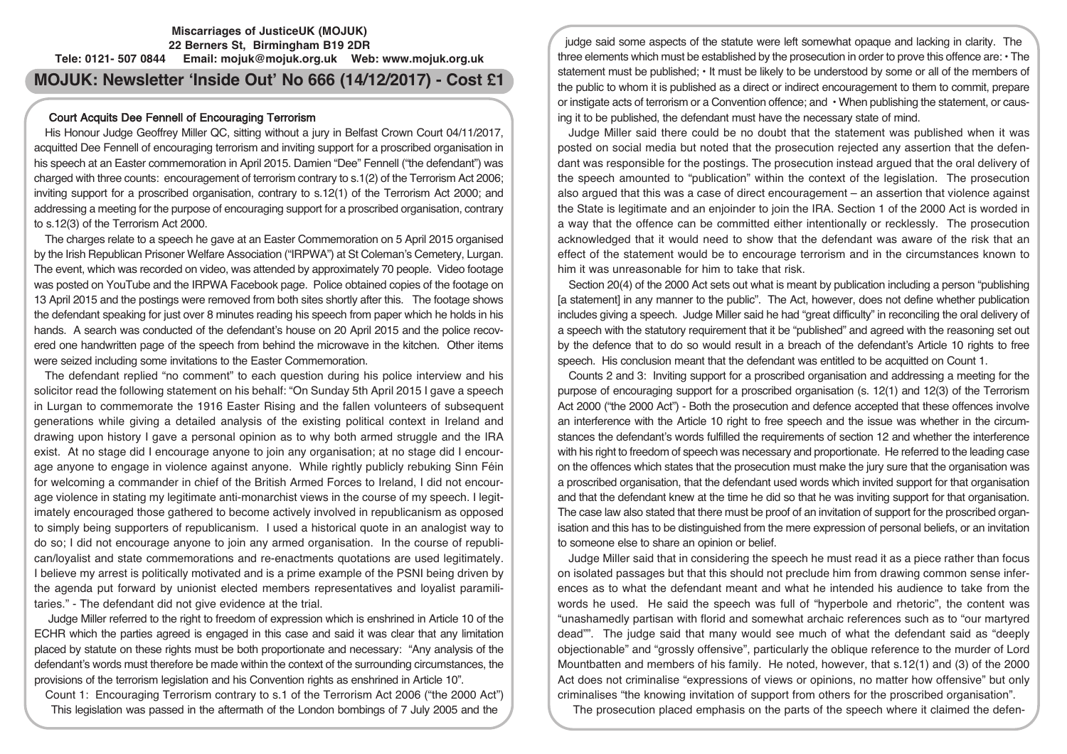**Miscarriages of JusticeUK (MOJUK)**
**22 Berners St, Birmingham B19 2DR**
**Tele: 0121- 507 0844 Email: mojuk@mojuk.org.uk Web: www.mojuk.org.uk**

# MOJUK: Newsletter 'Inside Out' No 666 (14/12/2017) - Cost £1

## Court Acquits Dee Fennell of Encouraging Terrorism

His Honour Judge Geoffrey Miller QC, sitting without a jury in Belfast Crown Court 04/11/2017, acquitted Dee Fennell of encouraging terrorism and inviting support for a proscribed organisation in his speech at an Easter commemoration in April 2015. Damien "Dee" Fennell ("the defendant") was charged with three counts: encouragement of terrorism contrary to s.1(2) of the Terrorism Act 2006; inviting support for a proscribed organisation, contrary to s.12(1) of the Terrorism Act 2000; and addressing a meeting for the purpose of encouraging support for a proscribed organisation, contrary to s.12(3) of the Terrorism Act 2000.

The charges relate to a speech he gave at an Easter Commemoration on 5 April 2015 organised by the Irish Republican Prisoner Welfare Association ("IRPWA") at St Coleman's Cemetery, Lurgan. The event, which was recorded on video, was attended by approximately 70 people. Video footage was posted on YouTube and the IRPWA Facebook page. Police obtained copies of the footage on 13 April 2015 and the postings were removed from both sites shortly after this. The footage shows the defendant speaking for just over 8 minutes reading his speech from paper which he holds in his hands. A search was conducted of the defendant's house on 20 April 2015 and the police recovered one handwritten page of the speech from behind the microwave in the kitchen. Other items were seized including some invitations to the Easter Commemoration.

The defendant replied "no comment" to each question during his police interview and his solicitor read the following statement on his behalf: "On Sunday 5th April 2015 I gave a speech in Lurgan to commemorate the 1916 Easter Rising and the fallen volunteers of subsequent generations while giving a detailed analysis of the existing political context in Ireland and drawing upon history I gave a personal opinion as to why both armed struggle and the IRA exist. At no stage did I encourage anyone to join any organisation; at no stage did I encourage anyone to engage in violence against anyone. While rightly publicly rebuking Sinn Féin for welcoming a commander in chief of the British Armed Forces to Ireland, I did not encourage violence in stating my legitimate anti-monarchist views in the course of my speech. I legitimately encouraged those gathered to become actively involved in republicanism as opposed to simply being supporters of republicanism. I used a historical quote in an analogist way to do so; I did not encourage anyone to join any armed organisation. In the course of republican/loyalist and state commemorations and re-enactments quotations are used legitimately. I believe my arrest is politically motivated and is a prime example of the PSNI being driven by the agenda put forward by unionist elected members representatives and loyalist paramilitaries." - The defendant did not give evidence at the trial.

Judge Miller referred to the right to freedom of expression which is enshrined in Article 10 of the ECHR which the parties agreed is engaged in this case and said it was clear that any limitation placed by statute on these rights must be both proportionate and necessary: "Any analysis of the defendant's words must therefore be made within the context of the surrounding circumstances, the provisions of the terrorism legislation and his Convention rights as enshrined in Article 10".

Count 1: Encouraging Terrorism contrary to s.1 of the Terrorism Act 2006 ("the 2000 Act") This legislation was passed in the aftermath of the London bombings of 7 July 2005 and the judge said some aspects of the statute were left somewhat opaque and lacking in clarity. The three elements which must be established by the prosecution in order to prove this offence are: • The statement must be published; • It must be likely to be understood by some or all of the members of the public to whom it is published as a direct or indirect encouragement to them to commit, prepare or instigate acts of terrorism or a Convention offence; and • When publishing the statement, or causing it to be published, the defendant must have the necessary state of mind.

Judge Miller said there could be no doubt that the statement was published when it was posted on social media but noted that the prosecution rejected any assertion that the defendant was responsible for the postings. The prosecution instead argued that the oral delivery of the speech amounted to "publication" within the context of the legislation. The prosecution also argued that this was a case of direct encouragement – an assertion that violence against the State is legitimate and an enjoinder to join the IRA. Section 1 of the 2000 Act is worded in a way that the offence can be committed either intentionally or recklessly. The prosecution acknowledged that it would need to show that the defendant was aware of the risk that an effect of the statement would be to encourage terrorism and in the circumstances known to him it was unreasonable for him to take that risk.

Section 20(4) of the 2000 Act sets out what is meant by publication including a person "publishing [a statement] in any manner to the public". The Act, however, does not define whether publication includes giving a speech. Judge Miller said he had "great difficulty" in reconciling the oral delivery of a speech with the statutory requirement that it be "published" and agreed with the reasoning set out by the defence that to do so would result in a breach of the defendant's Article 10 rights to free speech. His conclusion meant that the defendant was entitled to be acquitted on Count 1.

Counts 2 and 3: Inviting support for a proscribed organisation and addressing a meeting for the purpose of encouraging support for a proscribed organisation (s. 12(1) and 12(3) of the Terrorism Act 2000 ("the 2000 Act") - Both the prosecution and defence accepted that these offences involve an interference with the Article 10 right to free speech and the issue was whether in the circumstances the defendant's words fulfilled the requirements of section 12 and whether the interference with his right to freedom of speech was necessary and proportionate. He referred to the leading case on the offences which states that the prosecution must make the jury sure that the organisation was a proscribed organisation, that the defendant used words which invited support for that organisation and that the defendant knew at the time he did so that he was inviting support for that organisation. The case law also stated that there must be proof of an invitation of support for the proscribed organisation and this has to be distinguished from the mere expression of personal beliefs, or an invitation to someone else to share an opinion or belief.

Judge Miller said that in considering the speech he must read it as a piece rather than focus on isolated passages but that this should not preclude him from drawing common sense inferences as to what the defendant meant and what he intended his audience to take from the words he used. He said the speech was full of "hyperbole and rhetoric", the content was "unashamedly partisan with florid and somewhat archaic references such as to "our martyred dead"". The judge said that many would see much of what the defendant said as "deeply objectionable" and "grossly offensive", particularly the oblique reference to the murder of Lord Mountbatten and members of his family. He noted, however, that s.12(1) and (3) of the 2000 Act does not criminalise "expressions of views or opinions, no matter how offensive" but only criminalises "the knowing invitation of support from others for the proscribed organisation".

The prosecution placed emphasis on the parts of the speech where it claimed the defen-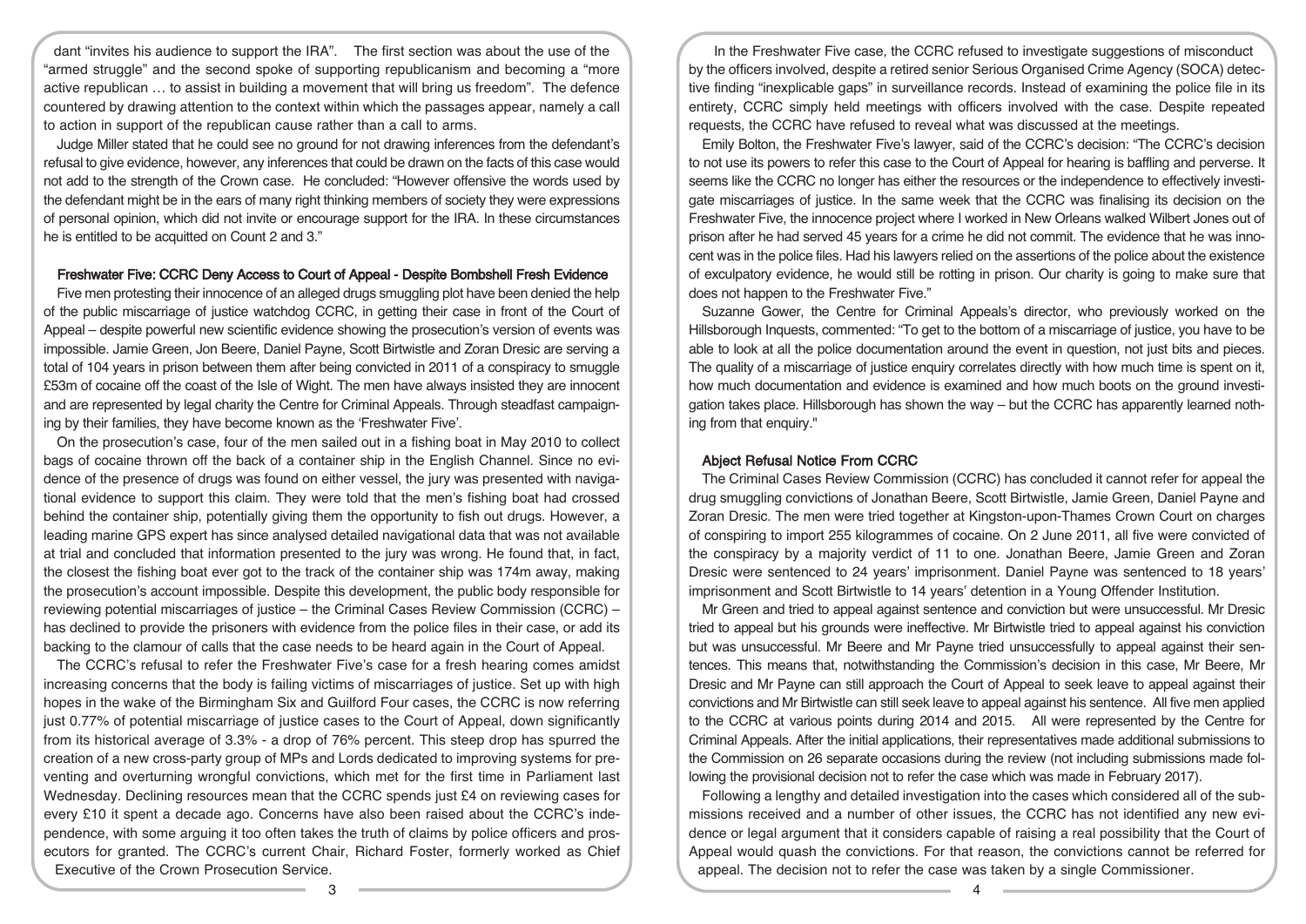dant "invites his audience to support the IRA". The first section was about the use of the "armed struggle" and the second spoke of supporting republicanism and becoming a "more active republican … to assist in building a movement that will bring us freedom". The defence countered by drawing attention to the context within which the passages appear, namely a call to action in support of the republican cause rather than a call to arms.

Judge Miller stated that he could see no ground for not drawing inferences from the defendant's refusal to give evidence, however, any inferences that could be drawn on the facts of this case would not add to the strength of the Crown case. He concluded: "However offensive the words used by the defendant might be in the ears of many right thinking members of society they were expressions of personal opinion, which did not invite or encourage support for the IRA. In these circumstances he is entitled to be acquitted on Count 2 and 3."

### Freshwater Five: CCRC Deny Access to Court of Appeal - Despite Bombshell Fresh Evidence

Five men protesting their innocence of an alleged drugs smuggling plot have been denied the help of the public miscarriage of justice watchdog CCRC, in getting their case in front of the Court of Appeal – despite powerful new scientific evidence showing the prosecution's version of events was impossible. Jamie Green, Jon Beere, Daniel Payne, Scott Birtwistle and Zoran Dresic are serving a total of 104 years in prison between them after being convicted in 2011 of a conspiracy to smuggle £53m of cocaine off the coast of the Isle of Wight. The men have always insisted they are innocent and are represented by legal charity the Centre for Criminal Appeals. Through steadfast campaigning by their families, they have become known as the 'Freshwater Five'.

On the prosecution's case, four of the men sailed out in a fishing boat in May 2010 to collect bags of cocaine thrown off the back of a container ship in the English Channel. Since no evidence of the presence of drugs was found on either vessel, the jury was presented with navigational evidence to support this claim. They were told that the men's fishing boat had crossed behind the container ship, potentially giving them the opportunity to fish out drugs. However, a leading marine GPS expert has since analysed detailed navigational data that was not available at trial and concluded that information presented to the jury was wrong. He found that, in fact, the closest the fishing boat ever got to the track of the container ship was 174m away, making the prosecution's account impossible. Despite this development, the public body responsible for reviewing potential miscarriages of justice – the Criminal Cases Review Commission (CCRC) – has declined to provide the prisoners with evidence from the police files in their case, or add its backing to the clamour of calls that the case needs to be heard again in the Court of Appeal.

The CCRC's refusal to refer the Freshwater Five's case for a fresh hearing comes amidst increasing concerns that the body is failing victims of miscarriages of justice. Set up with high hopes in the wake of the Birmingham Six and Guilford Four cases, the CCRC is now referring just 0.77% of potential miscarriage of justice cases to the Court of Appeal, down significantly from its historical average of 3.3% - a drop of 76% percent. This steep drop has spurred the creation of a new cross-party group of MPs and Lords dedicated to improving systems for preventing and overturning wrongful convictions, which met for the first time in Parliament last Wednesday. Declining resources mean that the CCRC spends just £4 on reviewing cases for every £10 it spent a decade ago. Concerns have also been raised about the CCRC's independence, with some arguing it too often takes the truth of claims by police officers and prosecutors for granted. The CCRC's current Chair, Richard Foster, formerly worked as Chief Executive of the Crown Prosecution Service.

In the Freshwater Five case, the CCRC refused to investigate suggestions of misconduct by the officers involved, despite a retired senior Serious Organised Crime Agency (SOCA) detective finding "inexplicable gaps" in surveillance records. Instead of examining the police file in its entirety, CCRC simply held meetings with officers involved with the case. Despite repeated requests, the CCRC have refused to reveal what was discussed at the meetings.

Emily Bolton, the Freshwater Five's lawyer, said of the CCRC's decision: "The CCRC's decision to not use its powers to refer this case to the Court of Appeal for hearing is baffling and perverse. It seems like the CCRC no longer has either the resources or the independence to effectively investigate miscarriages of justice. In the same week that the CCRC was finalising its decision on the Freshwater Five, the innocence project where I worked in New Orleans walked Wilbert Jones out of prison after he had served 45 years for a crime he did not commit. The evidence that he was innocent was in the police files. Had his lawyers relied on the assertions of the police about the existence of exculpatory evidence, he would still be rotting in prison. Our charity is going to make sure that does not happen to the Freshwater Five."

Suzanne Gower, the Centre for Criminal Appeals's director, who previously worked on the Hillsborough Inquests, commented: "To get to the bottom of a miscarriage of justice, you have to be able to look at all the police documentation around the event in question, not just bits and pieces. The quality of a miscarriage of justice enquiry correlates directly with how much time is spent on it, how much documentation and evidence is examined and how much boots on the ground investigation takes place. Hillsborough has shown the way – but the CCRC has apparently learned nothing from that enquiry."

### Abject Refusal Notice From CCRC

The Criminal Cases Review Commission (CCRC) has concluded it cannot refer for appeal the drug smuggling convictions of Jonathan Beere, Scott Birtwistle, Jamie Green, Daniel Payne and Zoran Dresic. The men were tried together at Kingston-upon-Thames Crown Court on charges of conspiring to import 255 kilogrammes of cocaine. On 2 June 2011, all five were convicted of the conspiracy by a majority verdict of 11 to one. Jonathan Beere, Jamie Green and Zoran Dresic were sentenced to 24 years' imprisonment. Daniel Payne was sentenced to 18 years' imprisonment and Scott Birtwistle to 14 years' detention in a Young Offender Institution.

Mr Green and tried to appeal against sentence and conviction but were unsuccessful. Mr Dresic tried to appeal but his grounds were ineffective. Mr Birtwistle tried to appeal against his conviction but was unsuccessful. Mr Beere and Mr Payne tried unsuccessfully to appeal against their sentences. This means that, notwithstanding the Commission's decision in this case, Mr Beere, Mr Dresic and Mr Payne can still approach the Court of Appeal to seek leave to appeal against their convictions and Mr Birtwistle can still seek leave to appeal against his sentence. All five men applied to the CCRC at various points during 2014 and 2015. All were represented by the Centre for Criminal Appeals. After the initial applications, their representatives made additional submissions to the Commission on 26 separate occasions during the review (not including submissions made following the provisional decision not to refer the case which was made in February 2017).

Following a lengthy and detailed investigation into the cases which considered all of the submissions received and a number of other issues, the CCRC has not identified any new evidence or legal argument that it considers capable of raising a real possibility that the Court of Appeal would quash the convictions. For that reason, the convictions cannot be referred for appeal. The decision not to refer the case was taken by a single Commissioner.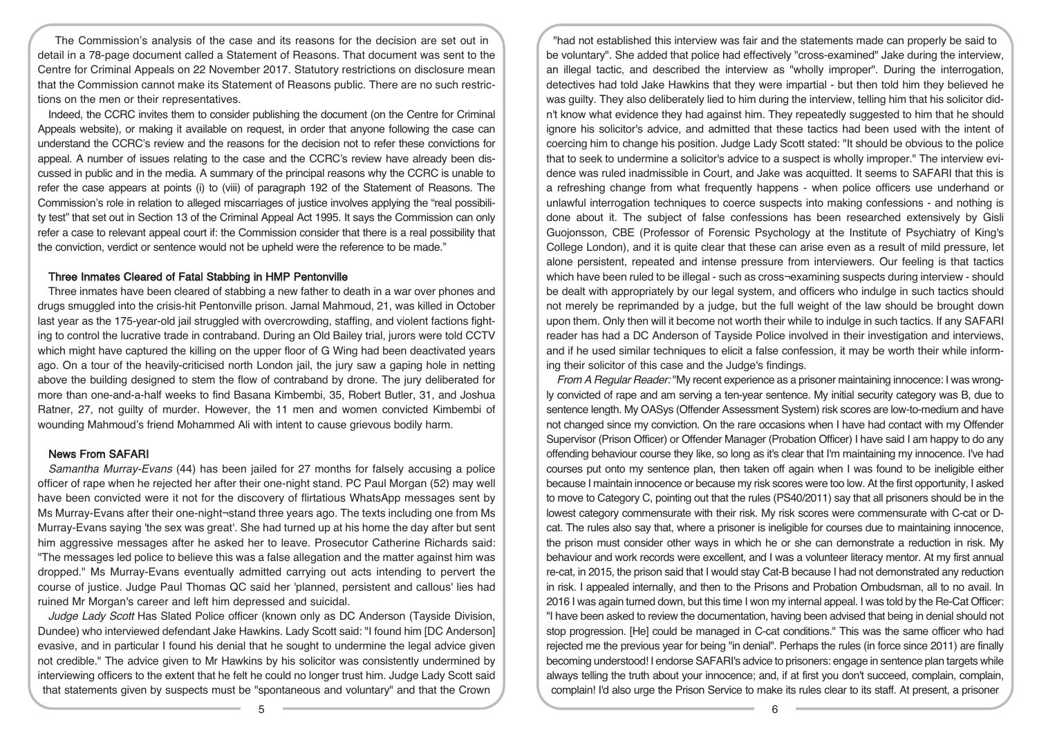The Commission's analysis of the case and its reasons for the decision are set out in detail in a 78-page document called a Statement of Reasons. That document was sent to the Centre for Criminal Appeals on 22 November 2017. Statutory restrictions on disclosure mean that the Commission cannot make its Statement of Reasons public. There are no such restrictions on the men or their representatives.

Indeed, the CCRC invites them to consider publishing the document (on the Centre for Criminal Appeals website), or making it available on request, in order that anyone following the case can understand the CCRC's review and the reasons for the decision not to refer these convictions for appeal. A number of issues relating to the case and the CCRC's review have already been discussed in public and in the media. A summary of the principal reasons why the CCRC is unable to refer the case appears at points (i) to (viii) of paragraph 192 of the Statement of Reasons. The Commission's role in relation to alleged miscarriages of justice involves applying the "real possibility test" that set out in Section 13 of the Criminal Appeal Act 1995. It says the Commission can only refer a case to relevant appeal court if: the Commission consider that there is a real possibility that the conviction, verdict or sentence would not be upheld were the reference to be made."

### Three Inmates Cleared of Fatal Stabbing in HMP Pentonville

Three inmates have been cleared of stabbing a new father to death in a war over phones and drugs smuggled into the crisis-hit Pentonville prison. Jamal Mahmoud, 21, was killed in October last year as the 175-year-old jail struggled with overcrowding, staffing, and violent factions fighting to control the lucrative trade in contraband. During an Old Bailey trial, jurors were told CCTV which might have captured the killing on the upper floor of G Wing had been deactivated years ago. On a tour of the heavily-criticised north London jail, the jury saw a gaping hole in netting above the building designed to stem the flow of contraband by drone. The jury deliberated for more than one-and-a-half weeks to find Basana Kimbembi, 35, Robert Butler, 31, and Joshua Ratner, 27, not guilty of murder. However, the 11 men and women convicted Kimbembi of wounding Mahmoud's friend Mohammed Ali with intent to cause grievous bodily harm.

### News From SAFARI

*Samantha Murray-Evans* (44) has been jailed for 27 months for falsely accusing a police officer of rape when he rejected her after their one-night stand. PC Paul Morgan (52) may well have been convicted were it not for the discovery of flirtatious WhatsApp messages sent by Ms Murray-Evans after their one-night-stand three years ago. The texts including one from Ms Murray-Evans saying 'the sex was great'. She had turned up at his home the day after but sent him aggressive messages after he asked her to leave. Prosecutor Catherine Richards said: "The messages led police to believe this was a false allegation and the matter against him was dropped." Ms Murray-Evans eventually admitted carrying out acts intending to pervert the course of justice. Judge Paul Thomas QC said her 'planned, persistent and callous' lies had ruined Mr Morgan's career and left him depressed and suicidal.

*Judge Lady Scott* Has Slated Police officer (known only as DC Anderson (Tayside Division, Dundee) who interviewed defendant Jake Hawkins. Lady Scott said: "I found him [DC Anderson] evasive, and in particular I found his denial that he sought to undermine the legal advice given not credible." The advice given to Mr Hawkins by his solicitor was consistently undermined by interviewing officers to the extent that he felt he could no longer trust him. Judge Lady Scott said that statements given by suspects must be "spontaneous and voluntary" and that the Crown "had not established this interview was fair and the statements made can properly be said to be voluntary". She added that police had effectively "cross-examined" Jake during the interview, an illegal tactic, and described the interview as "wholly improper". During the interrogation, detectives had told Jake Hawkins that they were impartial - but then told him they believed he was guilty. They also deliberately lied to him during the interview, telling him that his solicitor didn't know what evidence they had against him. They repeatedly suggested to him that he should ignore his solicitor's advice, and admitted that these tactics had been used with the intent of coercing him to change his position. Judge Lady Scott stated: "It should be obvious to the police that to seek to undermine a solicitor's advice to a suspect is wholly improper." The interview evidence was ruled inadmissible in Court, and Jake was acquitted. It seems to SAFARI that this is a refreshing change from what frequently happens - when police officers use underhand or unlawful interrogation techniques to coerce suspects into making confessions - and nothing is done about it. The subject of false confessions has been researched extensively by Gisli Guojonsson, CBE (Professor of Forensic Psychology at the Institute of Psychiatry of King's College London), and it is quite clear that these can arise even as a result of mild pressure, let alone persistent, repeated and intense pressure from interviewers. Our feeling is that tactics which have been ruled to be illegal - such as cross-examining suspects during interview - should be dealt with appropriately by our legal system, and officers who indulge in such tactics should not merely be reprimanded by a judge, but the full weight of the law should be brought down upon them. Only then will it become not worth their while to indulge in such tactics. If any SAFARI reader has had a DC Anderson of Tayside Police involved in their investigation and interviews, and if he used similar techniques to elicit a false confession, it may be worth their while informing their solicitor of this case and the Judge's findings.

*From A Regular Reader:* "My recent experience as a prisoner maintaining innocence: I was wrongly convicted of rape and am serving a ten-year sentence. My initial security category was B, due to sentence length. My OASys (Offender Assessment System) risk scores are low-to-medium and have not changed since my conviction. On the rare occasions when I have had contact with my Offender Supervisor (Prison Officer) or Offender Manager (Probation Officer) I have said I am happy to do any offending behaviour course they like, so long as it's clear that I'm maintaining my innocence. I've had courses put onto my sentence plan, then taken off again when I was found to be ineligible either because I maintain innocence or because my risk scores were too low. At the first opportunity, I asked to move to Category C, pointing out that the rules (PS40/2011) say that all prisoners should be in the lowest category commensurate with their risk. My risk scores were commensurate with C-cat or D-cat. The rules also say that, where a prisoner is ineligible for courses due to maintaining innocence, the prison must consider other ways in which he or she can demonstrate a reduction in risk. My behaviour and work records were excellent, and I was a volunteer literacy mentor. At my first annual re-cat, in 2015, the prison said that I would stay Cat-B because I had not demonstrated any reduction in risk. I appealed internally, and then to the Prisons and Probation Ombudsman, all to no avail. In 2016 I was again turned down, but this time I won my internal appeal. I was told by the Re-Cat Officer: "I have been asked to review the documentation, having been advised that being in denial should not stop progression. [He] could be managed in C-cat conditions." This was the same officer who had rejected me the previous year for being "in denial". Perhaps the rules (in force since 2011) are finally becoming understood! I endorse SAFARI's advice to prisoners: engage in sentence plan targets while always telling the truth about your innocence; and, if at first you don't succeed, complain, complain, complain! I'd also urge the Prison Service to make its rules clear to its staff. At present, a prisoner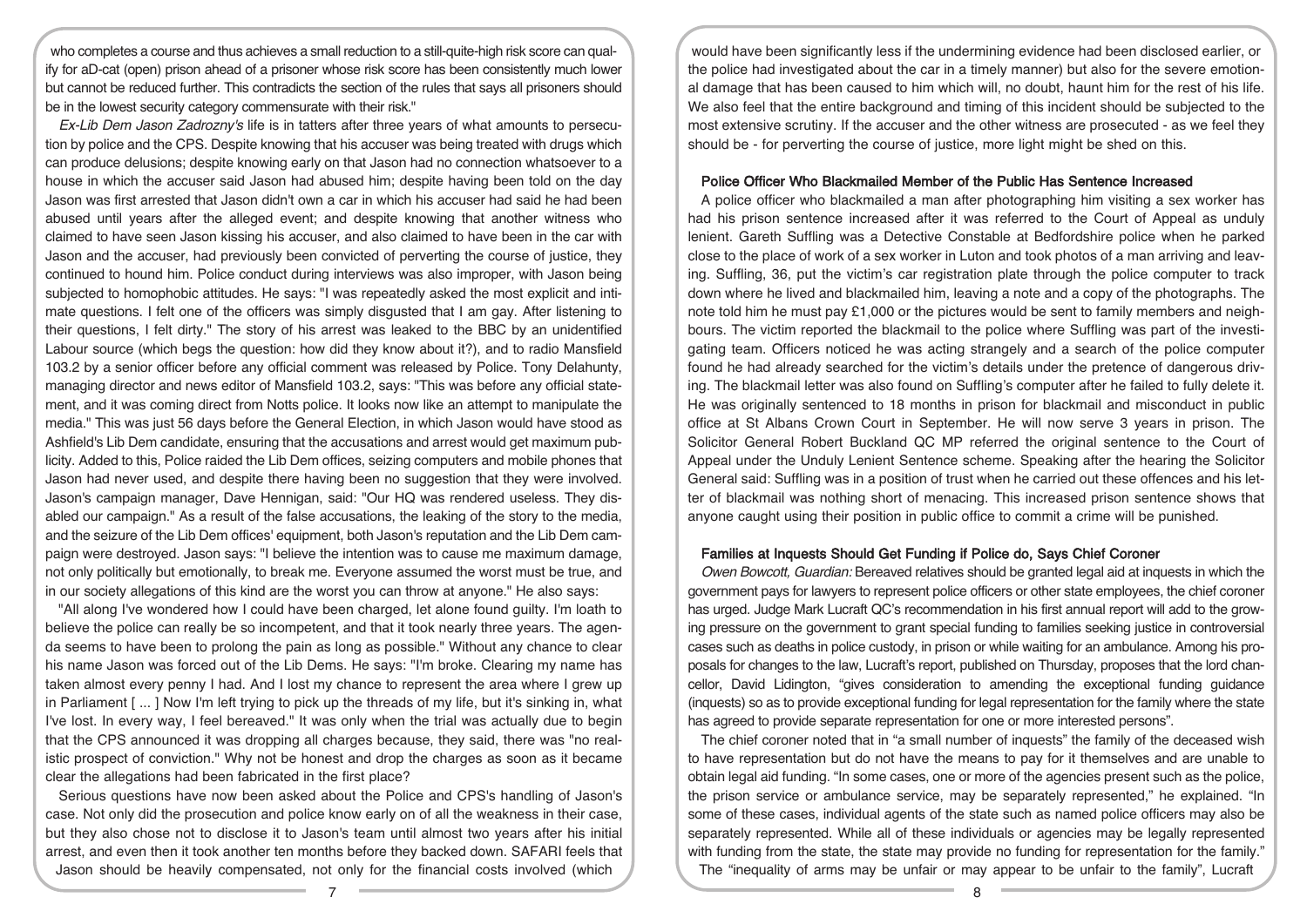who completes a course and thus achieves a small reduction to a still-quite-high risk score can qualify for aD-cat (open) prison ahead of a prisoner whose risk score has been consistently much lower but cannot be reduced further. This contradicts the section of the rules that says all prisoners should be in the lowest security category commensurate with their risk."

*Ex-Lib Dem Jason Zadrozny's* life is in tatters after three years of what amounts to persecution by police and the CPS. Despite knowing that his accuser was being treated with drugs which can produce delusions; despite knowing early on that Jason had no connection whatsoever to a house in which the accuser said Jason had abused him; despite having been told on the day Jason was first arrested that Jason didn't own a car in which his accuser had said he had been abused until years after the alleged event; and despite knowing that another witness who claimed to have seen Jason kissing his accuser, and also claimed to have been in the car with Jason and the accuser, had previously been convicted of perverting the course of justice, they continued to hound him. Police conduct during interviews was also improper, with Jason being subjected to homophobic attitudes. He says: "I was repeatedly asked the most explicit and intimate questions. I felt one of the officers was simply disgusted that I am gay. After listening to their questions, I felt dirty." The story of his arrest was leaked to the BBC by an unidentified Labour source (which begs the question: how did they know about it?), and to radio Mansfield 103.2 by a senior officer before any official comment was released by Police. Tony Delahunty, managing director and news editor of Mansfield 103.2, says: "This was before any official statement, and it was coming direct from Notts police. It looks now like an attempt to manipulate the media." This was just 56 days before the General Election, in which Jason would have stood as Ashfield's Lib Dem candidate, ensuring that the accusations and arrest would get maximum publicity. Added to this, Police raided the Lib Dem offices, seizing computers and mobile phones that Jason had never used, and despite there having been no suggestion that they were involved. Jason's campaign manager, Dave Hennigan, said: "Our HQ was rendered useless. They disabled our campaign." As a result of the false accusations, the leaking of the story to the media, and the seizure of the Lib Dem offices' equipment, both Jason's reputation and the Lib Dem campaign were destroyed. Jason says: "I believe the intention was to cause me maximum damage, not only politically but emotionally, to break me. Everyone assumed the worst must be true, and in our society allegations of this kind are the worst you can throw at anyone." He also says:

"All along I've wondered how I could have been charged, let alone found guilty. I'm loath to believe the police can really be so incompetent, and that it took nearly three years. The agenda seems to have been to prolong the pain as long as possible." Without any chance to clear his name Jason was forced out of the Lib Dems. He says: "I'm broke. Clearing my name has taken almost every penny I had. And I lost my chance to represent the area where I grew up in Parliament [ ... ] Now I'm left trying to pick up the threads of my life, but it's sinking in, what I've lost. In every way, I feel bereaved." It was only when the trial was actually due to begin that the CPS announced it was dropping all charges because, they said, there was "no realistic prospect of conviction." Why not be honest and drop the charges as soon as it became clear the allegations had been fabricated in the first place?

Serious questions have now been asked about the Police and CPS's handling of Jason's case. Not only did the prosecution and police know early on of all the weakness in their case, but they also chose not to disclose it to Jason's team until almost two years after his initial arrest, and even then it took another ten months before they backed down. SAFARI feels that Jason should be heavily compensated, not only for the financial costs involved (which would have been significantly less if the undermining evidence had been disclosed earlier, or the police had investigated about the car in a timely manner) but also for the severe emotional damage that has been caused to him which will, no doubt, haunt him for the rest of his life. We also feel that the entire background and timing of this incident should be subjected to the most extensive scrutiny. If the accuser and the other witness are prosecuted - as we feel they should be - for perverting the course of justice, more light might be shed on this.

### Police Officer Who Blackmailed Member of the Public Has Sentence Increased

A police officer who blackmailed a man after photographing him visiting a sex worker has had his prison sentence increased after it was referred to the Court of Appeal as unduly lenient. Gareth Suffling was a Detective Constable at Bedfordshire police when he parked close to the place of work of a sex worker in Luton and took photos of a man arriving and leaving. Suffling, 36, put the victim's car registration plate through the police computer to track down where he lived and blackmailed him, leaving a note and a copy of the photographs. The note told him he must pay £1,000 or the pictures would be sent to family members and neighbours. The victim reported the blackmail to the police where Suffling was part of the investigating team. Officers noticed he was acting strangely and a search of the police computer found he had already searched for the victim's details under the pretence of dangerous driving. The blackmail letter was also found on Suffling's computer after he failed to fully delete it. He was originally sentenced to 18 months in prison for blackmail and misconduct in public office at St Albans Crown Court in September. He will now serve 3 years in prison. The Solicitor General Robert Buckland QC MP referred the original sentence to the Court of Appeal under the Unduly Lenient Sentence scheme. Speaking after the hearing the Solicitor General said: Suffling was in a position of trust when he carried out these offences and his letter of blackmail was nothing short of menacing. This increased prison sentence shows that anyone caught using their position in public office to commit a crime will be punished.

### Families at Inquests Should Get Funding if Police do, Says Chief Coroner

*Owen Bowcott, Guardian:* Bereaved relatives should be granted legal aid at inquests in which the government pays for lawyers to represent police officers or other state employees, the chief coroner has urged. Judge Mark Lucraft QC's recommendation in his first annual report will add to the growing pressure on the government to grant special funding to families seeking justice in controversial cases such as deaths in police custody, in prison or while waiting for an ambulance. Among his proposals for changes to the law, Lucraft's report, published on Thursday, proposes that the lord chancellor, David Lidington, "gives consideration to amending the exceptional funding guidance (inquests) so as to provide exceptional funding for legal representation for the family where the state has agreed to provide separate representation for one or more interested persons".

The chief coroner noted that in "a small number of inquests" the family of the deceased wish to have representation but do not have the means to pay for it themselves and are unable to obtain legal aid funding. "In some cases, one or more of the agencies present such as the police, the prison service or ambulance service, may be separately represented," he explained. "In some of these cases, individual agents of the state such as named police officers may also be separately represented. While all of these individuals or agencies may be legally represented with funding from the state, the state may provide no funding for representation for the family."

The "inequality of arms may be unfair or may appear to be unfair to the family", Lucraft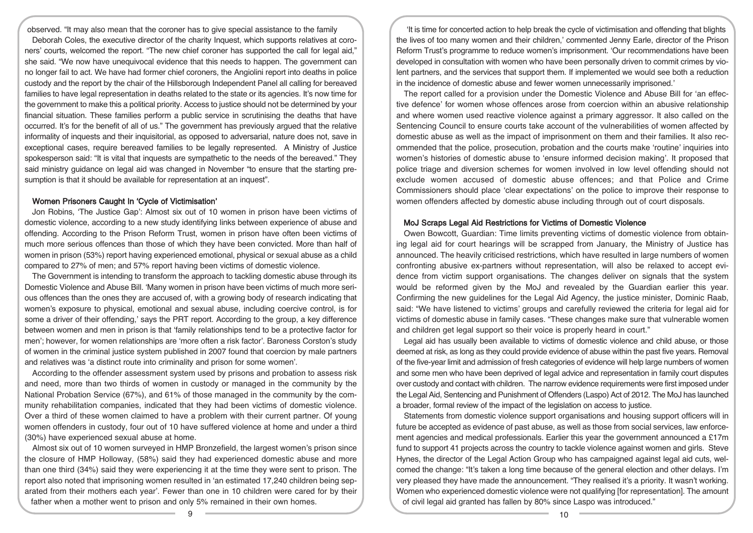observed. “It may also mean that the coroner has to give special assistance to the family

Deborah Coles, the executive director of the charity Inquest, which supports relatives at coroners’ courts, welcomed the report. “The new chief coroner has supported the call for legal aid,” she said. “We now have unequivocal evidence that this needs to happen. The government can no longer fail to act. We have had former chief coroners, the Angiolini report into deaths in police custody and the report by the chair of the Hillsborough Independent Panel all calling for bereaved families to have legal representation in deaths related to the state or its agencies. It’s now time for the government to make this a political priority. Access to justice should not be determined by your financial situation. These families perform a public service in scrutinising the deaths that have occurred. It’s for the benefit of all of us.” The government has previously argued that the relative informality of inquests and their inquisitorial, as opposed to adversarial, nature does not, save in exceptional cases, require bereaved families to be legally represented. A Ministry of Justice spokesperson said: “It is vital that inquests are sympathetic to the needs of the bereaved.” They said ministry guidance on legal aid was changed in November “to ensure that the starting presumption is that it should be available for representation at an inquest”.

### Women Prisoners Caught In ‘Cycle of Victimisation’

Jon Robins, ‘The Justice Gap’: Almost six out of 10 women in prison have been victims of domestic violence, according to a new study identifying links between experience of abuse and offending. According to the Prison Reform Trust, women in prison have often been victims of much more serious offences than those of which they have been convicted. More than half of women in prison (53%) report having experienced emotional, physical or sexual abuse as a child compared to 27% of men; and 57% report having been victims of domestic violence.

The Government is intending to transform the approach to tackling domestic abuse through its Domestic Violence and Abuse Bill. ‘Many women in prison have been victims of much more serious offences than the ones they are accused of, with a growing body of research indicating that women’s exposure to physical, emotional and sexual abuse, including coercive control, is for some a driver of their offending,’ says the PRT report. According to the group, a key difference between women and men in prison is that ‘family relationships tend to be a protective factor for men’; however, for women relationships are ‘more often a risk factor’. Baroness Corston’s study of women in the criminal justice system published in 2007 found that coercion by male partners and relatives was ‘a distinct route into criminality and prison for some women’.

According to the offender assessment system used by prisons and probation to assess risk and need, more than two thirds of women in custody or managed in the community by the National Probation Service (67%), and 61% of those managed in the community by the community rehabilitation companies, indicated that they had been victims of domestic violence. Over a third of these women claimed to have a problem with their current partner. Of young women offenders in custody, four out of 10 have suffered violence at home and under a third (30%) have experienced sexual abuse at home.

Almost six out of 10 women surveyed in HMP Bronzefield, the largest women’s prison since the closure of HMP Holloway, (58%) said they had experienced domestic abuse and more than one third (34%) said they were experiencing it at the time they were sent to prison. The report also noted that imprisoning women resulted in ‘an estimated 17,240 children being separated from their mothers each year’. Fewer than one in 10 children were cared for by their father when a mother went to prison and only 5% remained in their own homes.

‘It is time for concerted action to help break the cycle of victimisation and offending that blights the lives of too many women and their children,’ commented Jenny Earle, director of the Prison Reform Trust’s programme to reduce women’s imprisonment. ‘Our recommendations have been developed in consultation with women who have been personally driven to commit crimes by violent partners, and the services that support them. If implemented we would see both a reduction in the incidence of domestic abuse and fewer women unnecessarily imprisoned.’

The report called for a provision under the Domestic Violence and Abuse Bill for ‘an effective defence’ for women whose offences arose from coercion within an abusive relationship and where women used reactive violence against a primary aggressor. It also called on the Sentencing Council to ensure courts take account of the vulnerabilities of women affected by domestic abuse as well as the impact of imprisonment on them and their families. It also recommended that the police, prosecution, probation and the courts make ‘routine’ inquiries into women’s histories of domestic abuse to ‘ensure informed decision making’. It proposed that police triage and diversion schemes for women involved in low level offending should not exclude women accused of domestic abuse offences; and that Police and Crime Commissioners should place ‘clear expectations’ on the police to improve their response to women offenders affected by domestic abuse including through out of court disposals.

### MoJ Scraps Legal Aid Restrictions for Victims of Domestic Violence

Owen Bowcott, Guardian: Time limits preventing victims of domestic violence from obtaining legal aid for court hearings will be scrapped from January, the Ministry of Justice has announced. The heavily criticised restrictions, which have resulted in large numbers of women confronting abusive ex-partners without representation, will also be relaxed to accept evidence from victim support organisations. The changes deliver on signals that the system would be reformed given by the MoJ and revealed by the Guardian earlier this year. Confirming the new guidelines for the Legal Aid Agency, the justice minister, Dominic Raab, said: “We have listened to victims’ groups and carefully reviewed the criteria for legal aid for victims of domestic abuse in family cases. “These changes make sure that vulnerable women and children get legal support so their voice is properly heard in court.”

Legal aid has usually been available to victims of domestic violence and child abuse, or those deemed at risk, as long as they could provide evidence of abuse within the past five years. Removal of the five-year limit and admission of fresh categories of evidence will help large numbers of women and some men who have been deprived of legal advice and representation in family court disputes over custody and contact with children. The narrow evidence requirements were first imposed under the Legal Aid, Sentencing and Punishment of Offenders (Laspo) Act of 2012. The MoJ has launched a broader, formal review of the impact of the legislation on access to justice.

Statements from domestic violence support organisations and housing support officers will in future be accepted as evidence of past abuse, as well as those from social services, law enforcement agencies and medical professionals. Earlier this year the government announced a £17m fund to support 41 projects across the country to tackle violence against women and girls. Steve Hynes, the director of the Legal Action Group who has campaigned against legal aid cuts, welcomed the change: “It’s taken a long time because of the general election and other delays. I’m very pleased they have made the announcement. “They realised it’s a priority. It wasn’t working. Women who experienced domestic violence were not qualifying [for representation]. The amount of civil legal aid granted has fallen by 80% since Laspo was introduced.”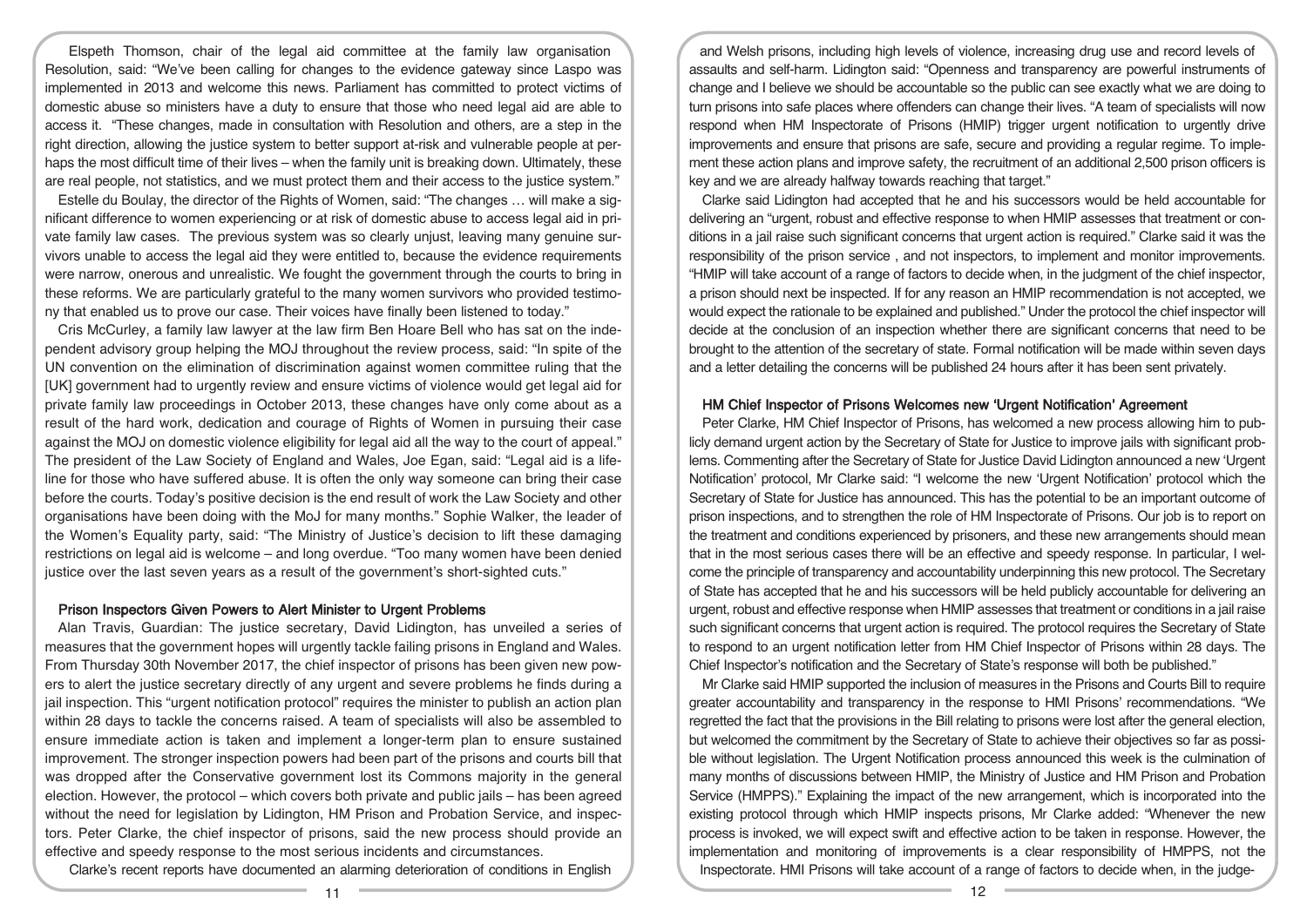Elspeth Thomson, chair of the legal aid committee at the family law organisation Resolution, said: "We've been calling for changes to the evidence gateway since Laspo was implemented in 2013 and welcome this news. Parliament has committed to protect victims of domestic abuse so ministers have a duty to ensure that those who need legal aid are able to access it. "These changes, made in consultation with Resolution and others, are a step in the right direction, allowing the justice system to better support at-risk and vulnerable people at perhaps the most difficult time of their lives – when the family unit is breaking down. Ultimately, these are real people, not statistics, and we must protect them and their access to the justice system."

Estelle du Boulay, the director of the Rights of Women, said: "The changes … will make a significant difference to women experiencing or at risk of domestic abuse to access legal aid in private family law cases. The previous system was so clearly unjust, leaving many genuine survivors unable to access the legal aid they were entitled to, because the evidence requirements were narrow, onerous and unrealistic. We fought the government through the courts to bring in these reforms. We are particularly grateful to the many women survivors who provided testimony that enabled us to prove our case. Their voices have finally been listened to today."

Cris McCurley, a family law lawyer at the law firm Ben Hoare Bell who has sat on the independent advisory group helping the MOJ throughout the review process, said: "In spite of the UN convention on the elimination of discrimination against women committee ruling that the [UK] government had to urgently review and ensure victims of violence would get legal aid for private family law proceedings in October 2013, these changes have only come about as a result of the hard work, dedication and courage of Rights of Women in pursuing their case against the MOJ on domestic violence eligibility for legal aid all the way to the court of appeal." The president of the Law Society of England and Wales, Joe Egan, said: "Legal aid is a lifeline for those who have suffered abuse. It is often the only way someone can bring their case before the courts. Today's positive decision is the end result of work the Law Society and other organisations have been doing with the MoJ for many months." Sophie Walker, the leader of the Women's Equality party, said: "The Ministry of Justice's decision to lift these damaging restrictions on legal aid is welcome – and long overdue. "Too many women have been denied justice over the last seven years as a result of the government's short-sighted cuts."

### Prison Inspectors Given Powers to Alert Minister to Urgent Problems

Alan Travis, Guardian: The justice secretary, David Lidington, has unveiled a series of measures that the government hopes will urgently tackle failing prisons in England and Wales. From Thursday 30th November 2017, the chief inspector of prisons has been given new powers to alert the justice secretary directly of any urgent and severe problems he finds during a jail inspection. This "urgent notification protocol" requires the minister to publish an action plan within 28 days to tackle the concerns raised. A team of specialists will also be assembled to ensure immediate action is taken and implement a longer-term plan to ensure sustained improvement. The stronger inspection powers had been part of the prisons and courts bill that was dropped after the Conservative government lost its Commons majority in the general election. However, the protocol – which covers both private and public jails – has been agreed without the need for legislation by Lidington, HM Prison and Probation Service, and inspectors. Peter Clarke, the chief inspector of prisons, said the new process should provide an effective and speedy response to the most serious incidents and circumstances.

Clarke's recent reports have documented an alarming deterioration of conditions in English and Welsh prisons, including high levels of violence, increasing drug use and record levels of assaults and self-harm. Lidington said: "Openness and transparency are powerful instruments of change and I believe we should be accountable so the public can see exactly what we are doing to turn prisons into safe places where offenders can change their lives. "A team of specialists will now respond when HM Inspectorate of Prisons (HMIP) trigger urgent notification to urgently drive improvements and ensure that prisons are safe, secure and providing a regular regime. To implement these action plans and improve safety, the recruitment of an additional 2,500 prison officers is key and we are already halfway towards reaching that target."

Clarke said Lidington had accepted that he and his successors would be held accountable for delivering an "urgent, robust and effective response to when HMIP assesses that treatment or conditions in a jail raise such significant concerns that urgent action is required." Clarke said it was the responsibility of the prison service , and not inspectors, to implement and monitor improvements. "HMIP will take account of a range of factors to decide when, in the judgment of the chief inspector, a prison should next be inspected. If for any reason an HMIP recommendation is not accepted, we would expect the rationale to be explained and published." Under the protocol the chief inspector will decide at the conclusion of an inspection whether there are significant concerns that need to be brought to the attention of the secretary of state. Formal notification will be made within seven days and a letter detailing the concerns will be published 24 hours after it has been sent privately.

### HM Chief Inspector of Prisons Welcomes new 'Urgent Notification' Agreement

Peter Clarke, HM Chief Inspector of Prisons, has welcomed a new process allowing him to publicly demand urgent action by the Secretary of State for Justice to improve jails with significant problems. Commenting after the Secretary of State for Justice David Lidington announced a new 'Urgent Notification' protocol, Mr Clarke said: "I welcome the new 'Urgent Notification' protocol which the Secretary of State for Justice has announced. This has the potential to be an important outcome of prison inspections, and to strengthen the role of HM Inspectorate of Prisons. Our job is to report on the treatment and conditions experienced by prisoners, and these new arrangements should mean that in the most serious cases there will be an effective and speedy response. In particular, I welcome the principle of transparency and accountability underpinning this new protocol. The Secretary of State has accepted that he and his successors will be held publicly accountable for delivering an urgent, robust and effective response when HMIP assesses that treatment or conditions in a jail raise such significant concerns that urgent action is required. The protocol requires the Secretary of State to respond to an urgent notification letter from HM Chief Inspector of Prisons within 28 days. The Chief Inspector's notification and the Secretary of State's response will both be published."

Mr Clarke said HMIP supported the inclusion of measures in the Prisons and Courts Bill to require greater accountability and transparency in the response to HMI Prisons' recommendations. "We regretted the fact that the provisions in the Bill relating to prisons were lost after the general election, but welcomed the commitment by the Secretary of State to achieve their objectives so far as possible without legislation. The Urgent Notification process announced this week is the culmination of many months of discussions between HMIP, the Ministry of Justice and HM Prison and Probation Service (HMPPS)." Explaining the impact of the new arrangement, which is incorporated into the existing protocol through which HMIP inspects prisons, Mr Clarke added: "Whenever the new process is invoked, we will expect swift and effective action to be taken in response. However, the implementation and monitoring of improvements is a clear responsibility of HMPPS, not the Inspectorate. HMI Prisons will take account of a range of factors to decide when, in the judge-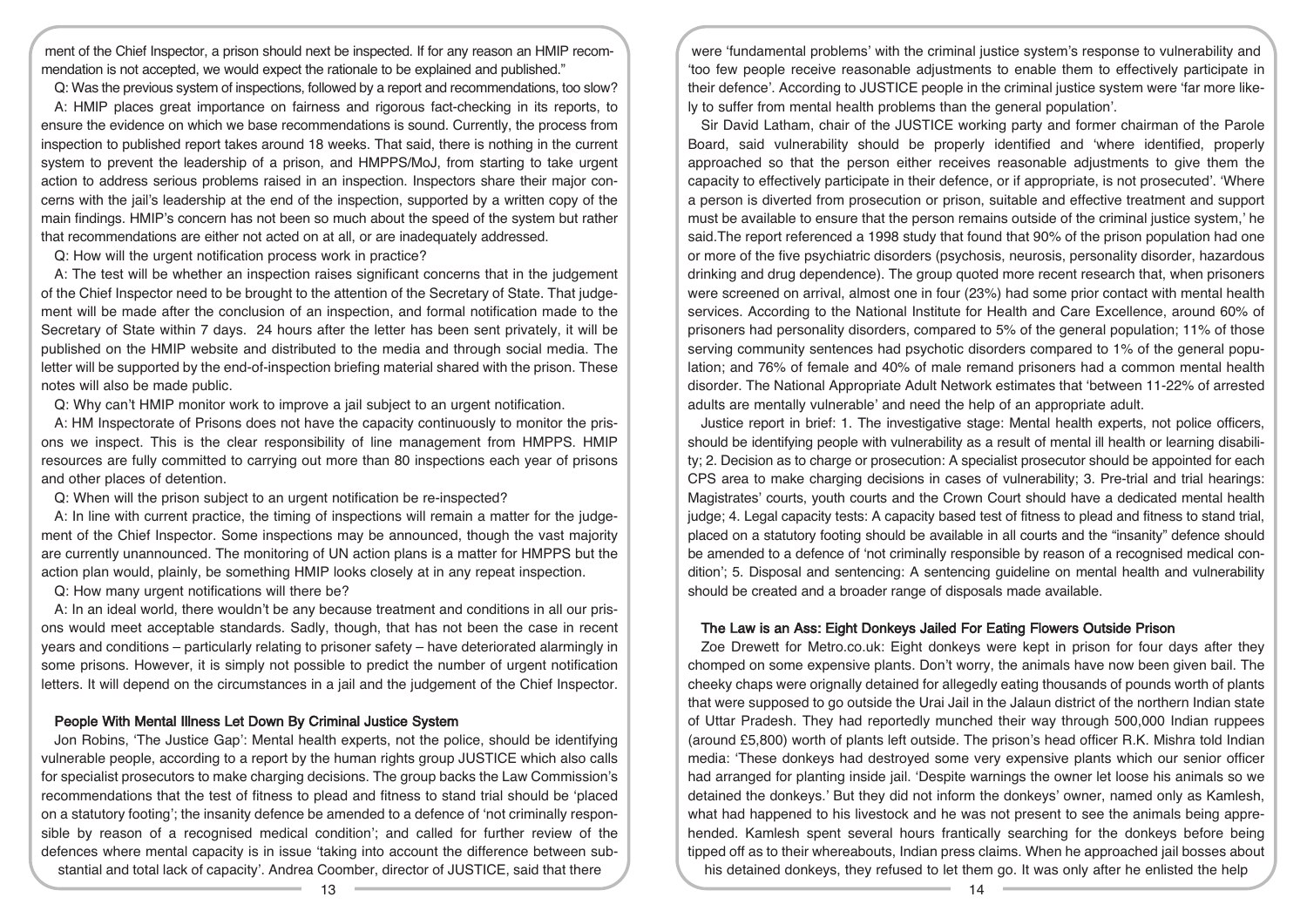ment of the Chief Inspector, a prison should next be inspected. If for any reason an HMIP recommendation is not accepted, we would expect the rationale to be explained and published."

Q: Was the previous system of inspections, followed by a report and recommendations, too slow?

A: HMIP places great importance on fairness and rigorous fact-checking in its reports, to ensure the evidence on which we base recommendations is sound. Currently, the process from inspection to published report takes around 18 weeks. That said, there is nothing in the current system to prevent the leadership of a prison, and HMPPS/MoJ, from starting to take urgent action to address serious problems raised in an inspection. Inspectors share their major concerns with the jail's leadership at the end of the inspection, supported by a written copy of the main findings. HMIP's concern has not been so much about the speed of the system but rather that recommendations are either not acted on at all, or are inadequately addressed.

Q: How will the urgent notification process work in practice?

A: The test will be whether an inspection raises significant concerns that in the judgement of the Chief Inspector need to be brought to the attention of the Secretary of State. That judgement will be made after the conclusion of an inspection, and formal notification made to the Secretary of State within 7 days. 24 hours after the letter has been sent privately, it will be published on the HMIP website and distributed to the media and through social media. The letter will be supported by the end-of-inspection briefing material shared with the prison. These notes will also be made public.

Q: Why can't HMIP monitor work to improve a jail subject to an urgent notification.

A: HM Inspectorate of Prisons does not have the capacity continuously to monitor the prisons we inspect. This is the clear responsibility of line management from HMPPS. HMIP resources are fully committed to carrying out more than 80 inspections each year of prisons and other places of detention.

Q: When will the prison subject to an urgent notification be re-inspected?

A: In line with current practice, the timing of inspections will remain a matter for the judgement of the Chief Inspector. Some inspections may be announced, though the vast majority are currently unannounced. The monitoring of UN action plans is a matter for HMPPS but the action plan would, plainly, be something HMIP looks closely at in any repeat inspection.

Q: How many urgent notifications will there be?

A: In an ideal world, there wouldn't be any because treatment and conditions in all our prisons would meet acceptable standards. Sadly, though, that has not been the case in recent years and conditions – particularly relating to prisoner safety – have deteriorated alarmingly in some prisons. However, it is simply not possible to predict the number of urgent notification letters. It will depend on the circumstances in a jail and the judgement of the Chief Inspector.

## People With Mental Illness Let Down By Criminal Justice System

Jon Robins, 'The Justice Gap': Mental health experts, not the police, should be identifying vulnerable people, according to a report by the human rights group JUSTICE which also calls for specialist prosecutors to make charging decisions. The group backs the Law Commission's recommendations that the test of fitness to plead and fitness to stand trial should be 'placed on a statutory footing'; the insanity defence be amended to a defence of 'not criminally responsible by reason of a recognised medical condition'; and called for further review of the defences where mental capacity is in issue 'taking into account the difference between substantial and total lack of capacity'. Andrea Coomber, director of JUSTICE, said that there were 'fundamental problems' with the criminal justice system's response to vulnerability and 'too few people receive reasonable adjustments to enable them to effectively participate in their defence'. According to JUSTICE people in the criminal justice system were 'far more likely to suffer from mental health problems than the general population'.

Sir David Latham, chair of the JUSTICE working party and former chairman of the Parole Board, said vulnerability should be properly identified and 'where identified, properly approached so that the person either receives reasonable adjustments to give them the capacity to effectively participate in their defence, or if appropriate, is not prosecuted'. 'Where a person is diverted from prosecution or prison, suitable and effective treatment and support must be available to ensure that the person remains outside of the criminal justice system,' he said.The report referenced a 1998 study that found that 90% of the prison population had one or more of the five psychiatric disorders (psychosis, neurosis, personality disorder, hazardous drinking and drug dependence). The group quoted more recent research that, when prisoners were screened on arrival, almost one in four (23%) had some prior contact with mental health services. According to the National Institute for Health and Care Excellence, around 60% of prisoners had personality disorders, compared to 5% of the general population; 11% of those serving community sentences had psychotic disorders compared to 1% of the general population; and 76% of female and 40% of male remand prisoners had a common mental health disorder. The National Appropriate Adult Network estimates that 'between 11-22% of arrested adults are mentally vulnerable' and need the help of an appropriate adult.

Justice report in brief: 1. The investigative stage: Mental health experts, not police officers, should be identifying people with vulnerability as a result of mental ill health or learning disability; 2. Decision as to charge or prosecution: A specialist prosecutor should be appointed for each CPS area to make charging decisions in cases of vulnerability; 3. Pre-trial and trial hearings: Magistrates' courts, youth courts and the Crown Court should have a dedicated mental health judge; 4. Legal capacity tests: A capacity based test of fitness to plead and fitness to stand trial, placed on a statutory footing should be available in all courts and the "insanity" defence should be amended to a defence of 'not criminally responsible by reason of a recognised medical condition'; 5. Disposal and sentencing: A sentencing guideline on mental health and vulnerability should be created and a broader range of disposals made available.

## The Law is an Ass: Eight Donkeys Jailed For Eating Flowers Outside Prison

Zoe Drewett for Metro.co.uk: Eight donkeys were kept in prison for four days after they chomped on some expensive plants. Don't worry, the animals have now been given bail. The cheeky chaps were orignally detained for allegedly eating thousands of pounds worth of plants that were supposed to go outside the Urai Jail in the Jalaun district of the northern Indian state of Uttar Pradesh. They had reportedly munched their way through 500,000 Indian ruppees (around £5,800) worth of plants left outside. The prison's head officer R.K. Mishra told Indian media: 'These donkeys had destroyed some very expensive plants which our senior officer had arranged for planting inside jail. 'Despite warnings the owner let loose his animals so we detained the donkeys.' But they did not inform the donkeys' owner, named only as Kamlesh, what had happened to his livestock and he was not present to see the animals being apprehended. Kamlesh spent several hours frantically searching for the donkeys before being tipped off as to their whereabouts, Indian press claims. When he approached jail bosses about his detained donkeys, they refused to let them go. It was only after he enlisted the help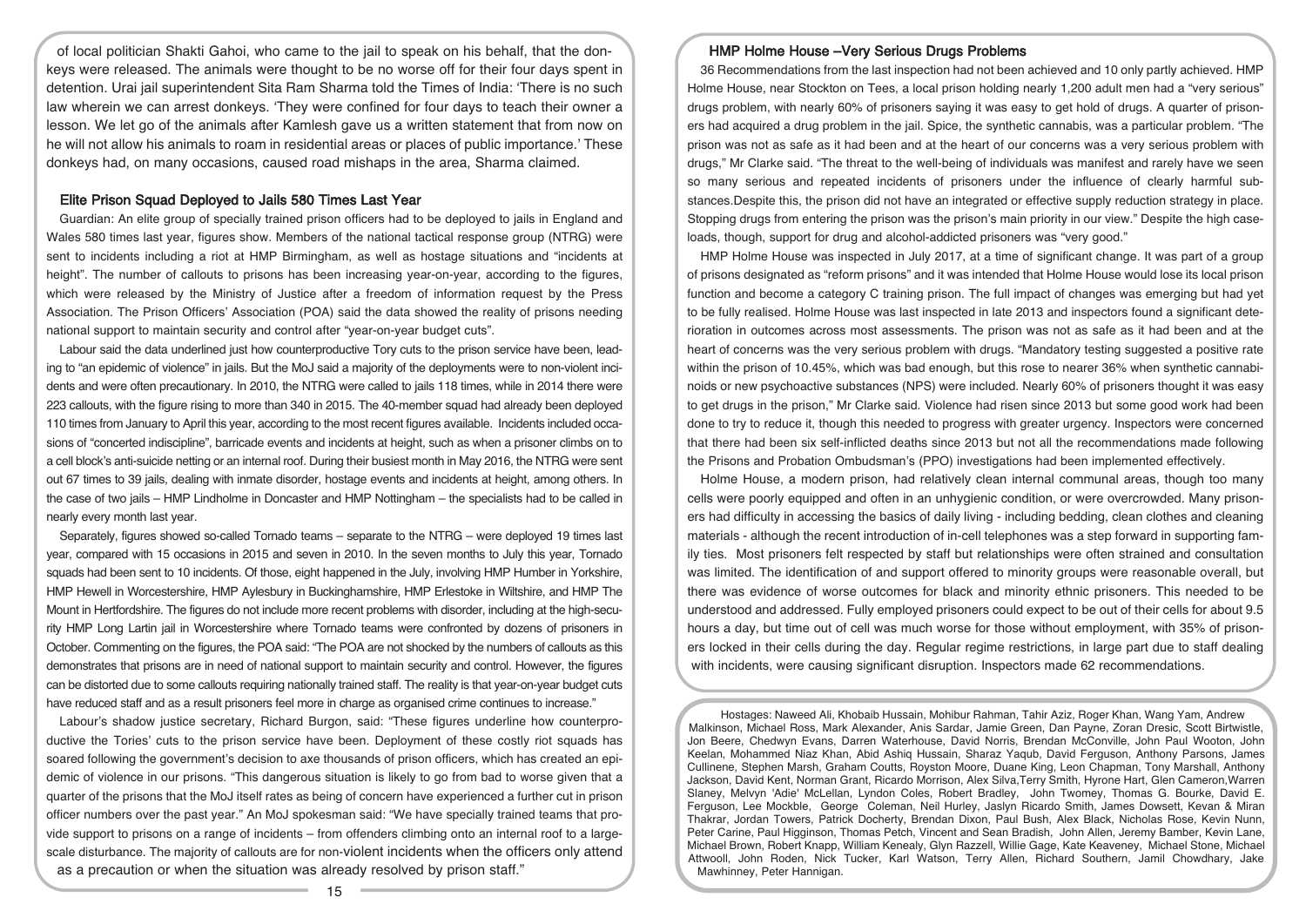of local politician Shakti Gahoi, who came to the jail to speak on his behalf, that the donkeys were released. The animals were thought to be no worse off for their four days spent in detention. Urai jail superintendent Sita Ram Sharma told the Times of India: 'There is no such law wherein we can arrest donkeys. 'They were confined for four days to teach their owner a lesson. We let go of the animals after Kamlesh gave us a written statement that from now on he will not allow his animals to roam in residential areas or places of public importance.' These donkeys had, on many occasions, caused road mishaps in the area, Sharma claimed.

## Elite Prison Squad Deployed to Jails 580 Times Last Year

Guardian: An elite group of specially trained prison officers had to be deployed to jails in England and Wales 580 times last year, figures show. Members of the national tactical response group (NTRG) were sent to incidents including a riot at HMP Birmingham, as well as hostage situations and "incidents at height". The number of callouts to prisons has been increasing year-on-year, according to the figures, which were released by the Ministry of Justice after a freedom of information request by the Press Association. The Prison Officers' Association (POA) said the data showed the reality of prisons needing national support to maintain security and control after "year-on-year budget cuts".

Labour said the data underlined just how counterproductive Tory cuts to the prison service have been, leading to "an epidemic of violence" in jails. But the MoJ said a majority of the deployments were to non-violent incidents and were often precautionary. In 2010, the NTRG were called to jails 118 times, while in 2014 there were 223 callouts, with the figure rising to more than 340 in 2015. The 40-member squad had already been deployed 110 times from January to April this year, according to the most recent figures available. Incidents included occasions of "concerted indiscipline", barricade events and incidents at height, such as when a prisoner climbs on to a cell block's anti-suicide netting or an internal roof. During their busiest month in May 2016, the NTRG were sent out 67 times to 39 jails, dealing with inmate disorder, hostage events and incidents at height, among others. In the case of two jails – HMP Lindholme in Doncaster and HMP Nottingham – the specialists had to be called in nearly every month last year.

Separately, figures showed so-called Tornado teams – separate to the NTRG – were deployed 19 times last year, compared with 15 occasions in 2015 and seven in 2010. In the seven months to July this year, Tornado squads had been sent to 10 incidents. Of those, eight happened in the July, involving HMP Humber in Yorkshire, HMP Hewell in Worcestershire, HMP Aylesbury in Buckinghamshire, HMP Erlestoke in Wiltshire, and HMP The Mount in Hertfordshire. The figures do not include more recent problems with disorder, including at the high-security HMP Long Lartin jail in Worcestershire where Tornado teams were confronted by dozens of prisoners in October. Commenting on the figures, the POA said: "The POA are not shocked by the numbers of callouts as this demonstrates that prisons are in need of national support to maintain security and control. However, the figures can be distorted due to some callouts requiring nationally trained staff. The reality is that year-on-year budget cuts have reduced staff and as a result prisoners feel more in charge as organised crime continues to increase."

Labour's shadow justice secretary, Richard Burgon, said: "These figures underline how counterproductive the Tories' cuts to the prison service have been. Deployment of these costly riot squads has soared following the government's decision to axe thousands of prison officers, which has created an epidemic of violence in our prisons. "This dangerous situation is likely to go from bad to worse given that a quarter of the prisons that the MoJ itself rates as being of concern have experienced a further cut in prison officer numbers over the past year." An MoJ spokesman said: "We have specially trained teams that provide support to prisons on a range of incidents – from offenders climbing onto an internal roof to a large-scale disturbance. The majority of callouts are for non-violent incidents when the officers only attend as a precaution or when the situation was already resolved by prison staff."

## HMP Holme House –Very Serious Drugs Problems

36 Recommendations from the last inspection had not been achieved and 10 only partly achieved. HMP Holme House, near Stockton on Tees, a local prison holding nearly 1,200 adult men had a "very serious" drugs problem, with nearly 60% of prisoners saying it was easy to get hold of drugs. A quarter of prisoners had acquired a drug problem in the jail. Spice, the synthetic cannabis, was a particular problem. "The prison was not as safe as it had been and at the heart of our concerns was a very serious problem with drugs," Mr Clarke said. "The threat to the well-being of individuals was manifest and rarely have we seen so many serious and repeated incidents of prisoners under the influence of clearly harmful substances.Despite this, the prison did not have an integrated or effective supply reduction strategy in place. Stopping drugs from entering the prison was the prison's main priority in our view." Despite the high caseloads, though, support for drug and alcohol-addicted prisoners was "very good."

HMP Holme House was inspected in July 2017, at a time of significant change. It was part of a group of prisons designated as "reform prisons" and it was intended that Holme House would lose its local prison function and become a category C training prison. The full impact of changes was emerging but had yet to be fully realised. Holme House was last inspected in late 2013 and inspectors found a significant deterioration in outcomes across most assessments. The prison was not as safe as it had been and at the heart of concerns was the very serious problem with drugs. "Mandatory testing suggested a positive rate within the prison of 10.45%, which was bad enough, but this rose to nearer 36% when synthetic cannabinoids or new psychoactive substances (NPS) were included. Nearly 60% of prisoners thought it was easy to get drugs in the prison," Mr Clarke said. Violence had risen since 2013 but some good work had been done to try to reduce it, though this needed to progress with greater urgency. Inspectors were concerned that there had been six self-inflicted deaths since 2013 but not all the recommendations made following the Prisons and Probation Ombudsman's (PPO) investigations had been implemented effectively.

Holme House, a modern prison, had relatively clean internal communal areas, though too many cells were poorly equipped and often in an unhygienic condition, or were overcrowded. Many prisoners had difficulty in accessing the basics of daily living - including bedding, clean clothes and cleaning materials - although the recent introduction of in-cell telephones was a step forward in supporting family ties. Most prisoners felt respected by staff but relationships were often strained and consultation was limited. The identification of and support offered to minority groups were reasonable overall, but there was evidence of worse outcomes for black and minority ethnic prisoners. This needed to be understood and addressed. Fully employed prisoners could expect to be out of their cells for about 9.5 hours a day, but time out of cell was much worse for those without employment, with 35% of prisoners locked in their cells during the day. Regular regime restrictions, in large part due to staff dealing with incidents, were causing significant disruption. Inspectors made 62 recommendations.

Hostages: Naweed Ali, Khobaib Hussain, Mohibur Rahman, Tahir Aziz, Roger Khan, Wang Yam, Andrew Malkinson, Michael Ross, Mark Alexander, Anis Sardar, Jamie Green, Dan Payne, Zoran Dresic, Scott Birtwistle, Jon Beere, Chedwyn Evans, Darren Waterhouse, David Norris, Brendan McConville, John Paul Wooton, John Keelan, Mohammed Niaz Khan, Abid Ashiq Hussain, Sharaz Yaqub, David Ferguson, Anthony Parsons, James Cullinene, Stephen Marsh, Graham Coutts, Royston Moore, Duane King, Leon Chapman, Tony Marshall, Anthony Jackson, David Kent, Norman Grant, Ricardo Morrison, Alex Silva,Terry Smith, Hyrone Hart, Glen Cameron,Warren Slaney, Melvyn 'Adie' McLellan, Lyndon Coles, Robert Bradley, John Twomey, Thomas G. Bourke, David E. Ferguson, Lee Mockble, George Coleman, Neil Hurley, Jaslyn Ricardo Smith, James Dowsett, Kevan & Miran Thakrar, Jordan Towers, Patrick Docherty, Brendan Dixon, Paul Bush, Alex Black, Nicholas Rose, Kevin Nunn, Peter Carine, Paul Higginson, Thomas Petch, Vincent and Sean Bradish, John Allen, Jeremy Bamber, Kevin Lane, Michael Brown, Robert Knapp, William Kenealy, Glyn Razzell, Willie Gage, Kate Keaveney, Michael Stone, Michael Attwooll, John Roden, Nick Tucker, Karl Watson, Terry Allen, Richard Southern, Jamil Chowdhary, Jake Mawhinney, Peter Hannigan.